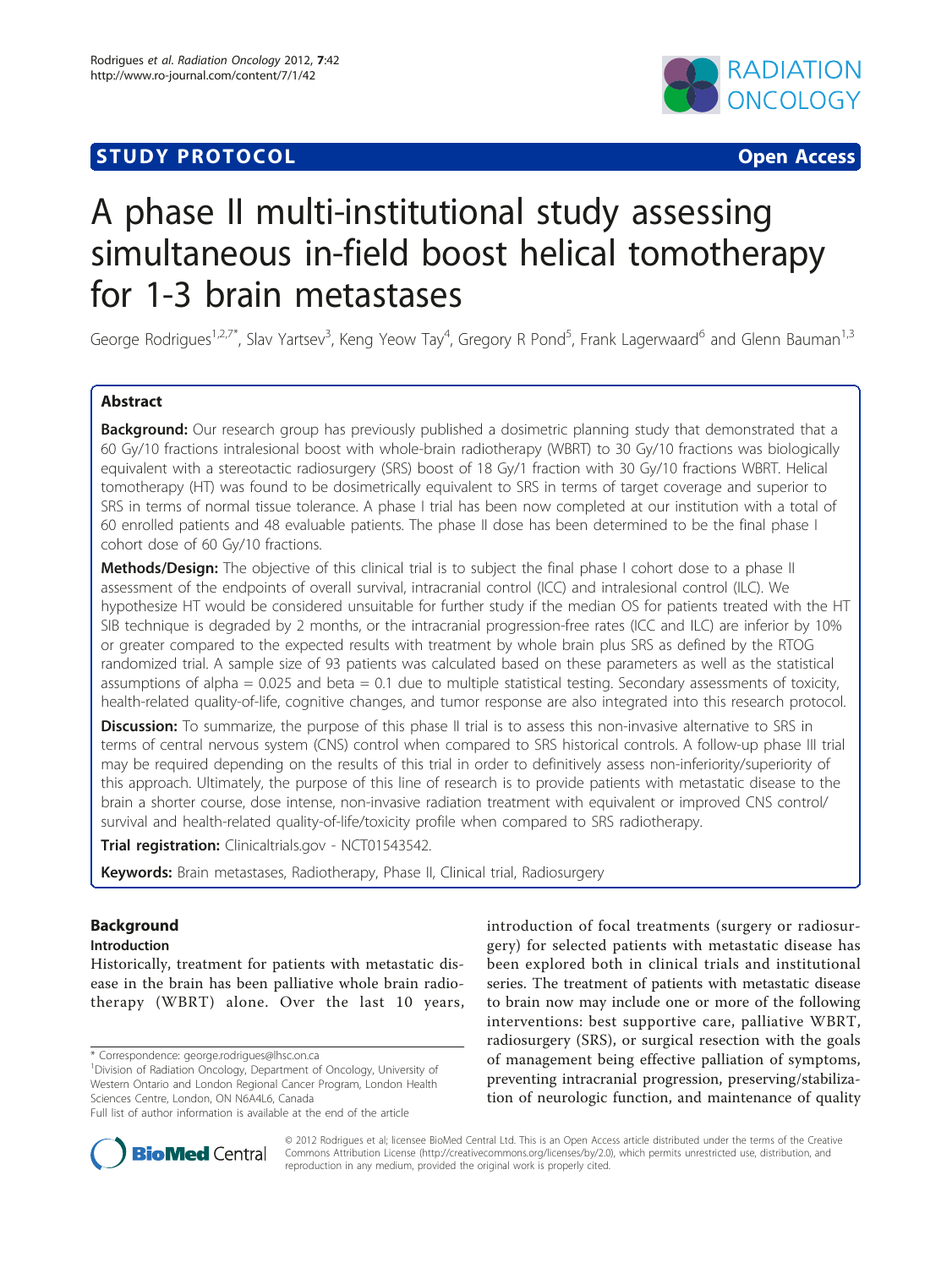STUDY PROTOCOL Open Access

# A phase II multi-institutional study assessing simultaneous in-field boost helical tomotherapy for 1-3 brain metastases

George Rodrigues[1,2,7*], Slav Yartsev[3], Keng Yeow Tay[4], Gregory R Pond[5], Frank Lagerwaard[6] and Glenn Bauman[1,3]

## Abstract

**Background:** Our research group has previously published a dosimetric planning study that demonstrated that a 60 Gy/10 fractions intralesional boost with whole-brain radiotherapy (WBRT) to 30 Gy/10 fractions was biologically equivalent with a stereotactic radiosurgery (SRS) boost of 18 Gy/1 fraction with 30 Gy/10 fractions WBRT. Helical tomotherapy (HT) was found to be dosimetrically equivalent to SRS in terms of target coverage and superior to SRS in terms of normal tissue tolerance. A phase I trial has been now completed at our institution with a total of 60 enrolled patients and 48 evaluable patients. The phase II dose has been determined to be the final phase I cohort dose of 60 Gy/10 fractions.

**Methods/Design:** The objective of this clinical trial is to subject the final phase I cohort dose to a phase II assessment of the endpoints of overall survival, intracranial control (ICC) and intralesional control (ILC). We hypothesize HT would be considered unsuitable for further study if the median OS for patients treated with the HT SIB technique is degraded by 2 months, or the intracranial progression-free rates (ICC and ILC) are inferior by 10% or greater compared to the expected results with treatment by whole brain plus SRS as defined by the RTOG randomized trial. A sample size of 93 patients was calculated based on these parameters as well as the statistical assumptions of alpha = 0.025 and beta = 0.1 due to multiple statistical testing. Secondary assessments of toxicity, health-related quality-of-life, cognitive changes, and tumor response are also integrated into this research protocol.

**Discussion:** To summarize, the purpose of this phase II trial is to assess this non-invasive alternative to SRS in terms of central nervous system (CNS) control when compared to SRS historical controls. A follow-up phase III trial may be required depending on the results of this trial in order to definitively assess non-inferiority/superiority of this approach. Ultimately, the purpose of this line of research is to provide patients with metastatic disease to the brain a shorter course, dose intense, non-invasive radiation treatment with equivalent or improved CNS control/survival and health-related quality-of-life/toxicity profile when compared to SRS radiotherapy.

**Trial registration:** Clinicaltrials.gov - NCT01543542.

**Keywords:** Brain metastases, Radiotherapy, Phase II, Clinical trial, Radiosurgery

## Background

### Introduction

Historically, treatment for patients with metastatic disease in the brain has been palliative whole brain radiotherapy (WBRT) alone. Over the last 10 years, introduction of focal treatments (surgery or radiosurgery) for selected patients with metastatic disease has been explored both in clinical trials and institutional series. The treatment of patients with metastatic disease to brain now may include one or more of the following interventions: best supportive care, palliative WBRT, radiosurgery (SRS), or surgical resection with the goals of management being effective palliation of symptoms, preventing intracranial progression, preserving/stabilization of neurologic function, and maintenance of quality

\* Correspondence: george.rodrigues@lhsc.on.ca

[1]Division of Radiation Oncology, Department of Oncology, University of Western Ontario and London Regional Cancer Program, London Health Sciences Centre, London, ON N6A4L6, Canada

Full list of author information is available at the end of the article

© 2012 Rodrigues et al; licensee BioMed Central Ltd. This is an Open Access article distributed under the terms of the Creative Commons Attribution License (http://creativecommons.org/licenses/by/2.0), which permits unrestricted use, distribution, and reproduction in any medium, provided the original work is properly cited.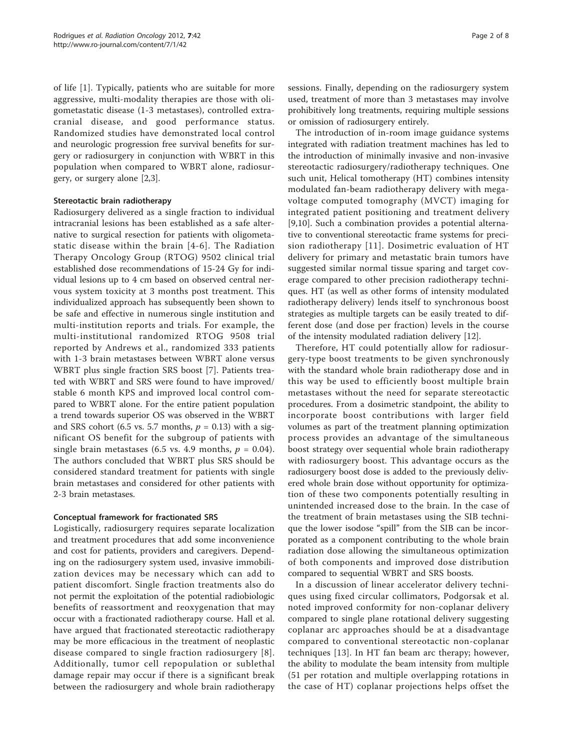of life [1]. Typically, patients who are suitable for more aggressive, multi-modality therapies are those with oligometastatic disease (1-3 metastases), controlled extracranial disease, and good performance status. Randomized studies have demonstrated local control and neurologic progression free survival benefits for surgery or radiosurgery in conjunction with WBRT in this population when compared to WBRT alone, radiosurgery, or surgery alone [2,3].

### Stereotactic brain radiotherapy

Radiosurgery delivered as a single fraction to individual intracranial lesions has been established as a safe alternative to surgical resection for patients with oligometastatic disease within the brain [4-6]. The Radiation Therapy Oncology Group (RTOG) 9502 clinical trial established dose recommendations of 15-24 Gy for individual lesions up to 4 cm based on observed central nervous system toxicity at 3 months post treatment. This individualized approach has subsequently been shown to be safe and effective in numerous single institution and multi-institution reports and trials. For example, the multi-institutional randomized RTOG 9508 trial reported by Andrews et al., randomized 333 patients with 1-3 brain metastases between WBRT alone versus WBRT plus single fraction SRS boost [7]. Patients treated with WBRT and SRS were found to have improved/stable 6 month KPS and improved local control compared to WBRT alone. For the entire patient population a trend towards superior OS was observed in the WBRT and SRS cohort (6.5 vs. 5.7 months, $p = 0.13$) with a significant OS benefit for the subgroup of patients with single brain metastases (6.5 vs. 4.9 months, $p = 0.04$). The authors concluded that WBRT plus SRS should be considered standard treatment for patients with single brain metastases and considered for other patients with 2-3 brain metastases.

### Conceptual framework for fractionated SRS

Logistically, radiosurgery requires separate localization and treatment procedures that add some inconvenience and cost for patients, providers and caregivers. Depending on the radiosurgery system used, invasive immobilization devices may be necessary which can add to patient discomfort. Single fraction treatments also do not permit the exploitation of the potential radiobiologic benefits of reassortment and reoxygenation that may occur with a fractionated radiotherapy course. Hall et al. have argued that fractionated stereotactic radiotherapy may be more efficacious in the treatment of neoplastic disease compared to single fraction radiosurgery [8]. Additionally, tumor cell repopulation or sublethal damage repair may occur if there is a significant break between the radiosurgery and whole brain radiotherapy sessions. Finally, depending on the radiosurgery system used, treatment of more than 3 metastases may involve prohibitively long treatments, requiring multiple sessions or omission of radiosurgery entirely.

The introduction of in-room image guidance systems integrated with radiation treatment machines has led to the introduction of minimally invasive and non-invasive stereotactic radiosurgery/radiotherapy techniques. One such unit, Helical tomotherapy (HT) combines intensity modulated fan-beam radiotherapy delivery with megavoltage computed tomography (MVCT) imaging for integrated patient positioning and treatment delivery [9,10]. Such a combination provides a potential alternative to conventional stereotactic frame systems for precision radiotherapy [11]. Dosimetric evaluation of HT delivery for primary and metastatic brain tumors have suggested similar normal tissue sparing and target coverage compared to other precision radiotherapy techniques. HT (as well as other forms of intensity modulated radiotherapy delivery) lends itself to synchronous boost strategies as multiple targets can be easily treated to different dose (and dose per fraction) levels in the course of the intensity modulated radiation delivery [12].

Therefore, HT could potentially allow for radiosurgery-type boost treatments to be given synchronously with the standard whole brain radiotherapy dose and in this way be used to efficiently boost multiple brain metastases without the need for separate stereotactic procedures. From a dosimetric standpoint, the ability to incorporate boost contributions with larger field volumes as part of the treatment planning optimization process provides an advantage of the simultaneous boost strategy over sequential whole brain radiotherapy with radiosurgery boost. This advantage occurs as the radiosurgery boost dose is added to the previously delivered whole brain dose without opportunity for optimization of these two components potentially resulting in unintended increased dose to the brain. In the case of the treatment of brain metastases using the SIB technique the lower isodose "spill" from the SIB can be incorporated as a component contributing to the whole brain radiation dose allowing the simultaneous optimization of both components and improved dose distribution compared to sequential WBRT and SRS boosts.

In a discussion of linear accelerator delivery techniques using fixed circular collimators, Podgorsak et al. noted improved conformity for non-coplanar delivery compared to single plane rotational delivery suggesting coplanar arc approaches should be at a disadvantage compared to conventional stereotactic non-coplanar techniques [13]. In HT fan beam arc therapy; however, the ability to modulate the beam intensity from multiple (51 per rotation and multiple overlapping rotations in the case of HT) coplanar projections helps offset the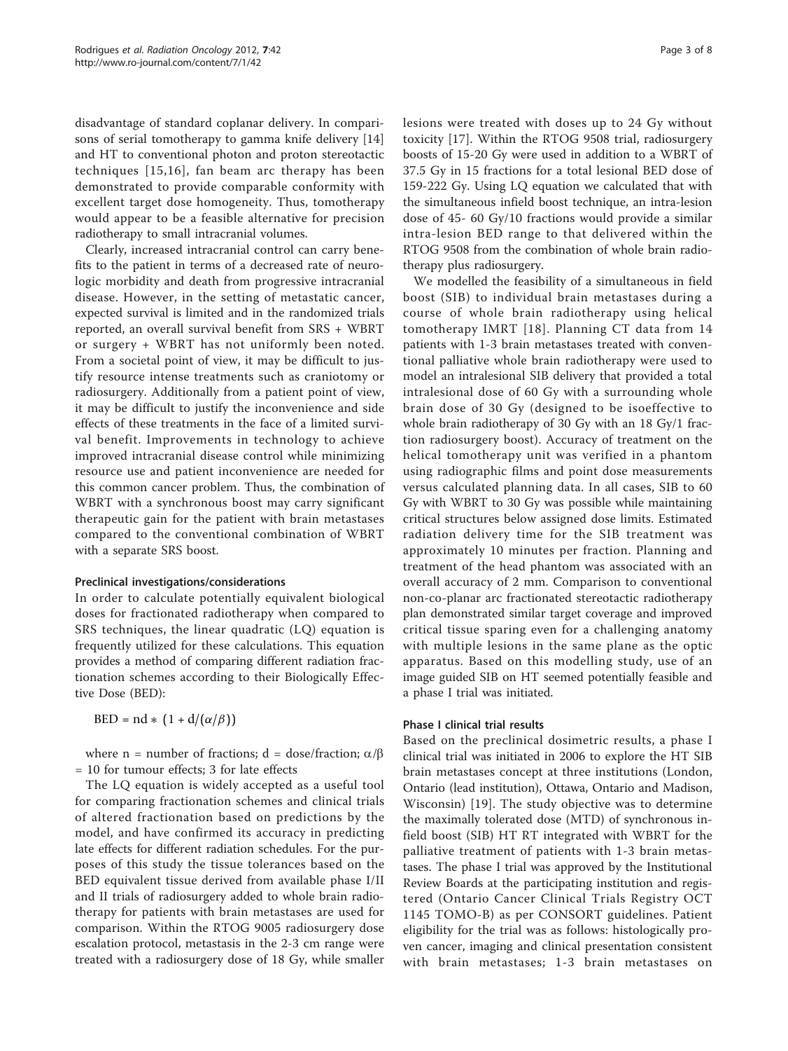disadvantage of standard coplanar delivery. In comparisons of serial tomotherapy to gamma knife delivery [14] and HT to conventional photon and proton stereotactic techniques [15,16], fan beam arc therapy has been demonstrated to provide comparable conformity with excellent target dose homogeneity. Thus, tomotherapy would appear to be a feasible alternative for precision radiotherapy to small intracranial volumes.

Clearly, increased intracranial control can carry benefits to the patient in terms of a decreased rate of neurologic morbidity and death from progressive intracranial disease. However, in the setting of metastatic cancer, expected survival is limited and in the randomized trials reported, an overall survival benefit from SRS + WBRT or surgery + WBRT has not uniformly been noted. From a societal point of view, it may be difficult to justify resource intense treatments such as craniotomy or radiosurgery. Additionally from a patient point of view, it may be difficult to justify the inconvenience and side effects of these treatments in the face of a limited survival benefit. Improvements in technology to achieve improved intracranial disease control while minimizing resource use and patient inconvenience are needed for this common cancer problem. Thus, the combination of WBRT with a synchronous boost may carry significant therapeutic gain for the patient with brain metastases compared to the conventional combination of WBRT with a separate SRS boost.

### Preclinical investigations/considerations

In order to calculate potentially equivalent biological doses for fractionated radiotherapy when compared to SRS techniques, the linear quadratic (LQ) equation is frequently utilized for these calculations. This equation provides a method of comparing different radiation fractionation schemes according to their Biologically Effective Dose (BED):

$$BED = nd * (1 + d/(\alpha/\beta))$$

where n = number of fractions; d = dose/fraction; $\alpha/\beta$ = 10 for tumour effects; 3 for late effects

The LQ equation is widely accepted as a useful tool for comparing fractionation schemes and clinical trials of altered fractionation based on predictions by the model, and have confirmed its accuracy in predicting late effects for different radiation schedules. For the purposes of this study the tissue tolerances based on the BED equivalent tissue derived from available phase I/II and II trials of radiosurgery added to whole brain radiotherapy for patients with brain metastases are used for comparison. Within the RTOG 9005 radiosurgery dose escalation protocol, metastasis in the 2-3 cm range were treated with a radiosurgery dose of 18 Gy, while smaller lesions were treated with doses up to 24 Gy without toxicity [17]. Within the RTOG 9508 trial, radiosurgery boosts of 15-20 Gy were used in addition to a WBRT of 37.5 Gy in 15 fractions for a total lesional BED dose of 159-222 Gy. Using LQ equation we calculated that with the simultaneous infield boost technique, an intra-lesion dose of 45- 60 Gy/10 fractions would provide a similar intra-lesion BED range to that delivered within the RTOG 9508 from the combination of whole brain radiotherapy plus radiosurgery.

We modelled the feasibility of a simultaneous in field boost (SIB) to individual brain metastases during a course of whole brain radiotherapy using helical tomotherapy IMRT [18]. Planning CT data from 14 patients with 1-3 brain metastases treated with conventional palliative whole brain radiotherapy were used to model an intralesional SIB delivery that provided a total intralesional dose of 60 Gy with a surrounding whole brain dose of 30 Gy (designed to be isoeffective to whole brain radiotherapy of 30 Gy with an 18 Gy/1 fraction radiosurgery boost). Accuracy of treatment on the helical tomotherapy unit was verified in a phantom using radiographic films and point dose measurements versus calculated planning data. In all cases, SIB to 60 Gy with WBRT to 30 Gy was possible while maintaining critical structures below assigned dose limits. Estimated radiation delivery time for the SIB treatment was approximately 10 minutes per fraction. Planning and treatment of the head phantom was associated with an overall accuracy of 2 mm. Comparison to conventional non-co-planar arc fractionated stereotactic radiotherapy plan demonstrated similar target coverage and improved critical tissue sparing even for a challenging anatomy with multiple lesions in the same plane as the optic apparatus. Based on this modelling study, use of an image guided SIB on HT seemed potentially feasible and a phase I trial was initiated.

### Phase I clinical trial results

Based on the preclinical dosimetric results, a phase I clinical trial was initiated in 2006 to explore the HT SIB brain metastases concept at three institutions (London, Ontario (lead institution), Ottawa, Ontario and Madison, Wisconsin) [19]. The study objective was to determine the maximally tolerated dose (MTD) of synchronous in-field boost (SIB) HT RT integrated with WBRT for the palliative treatment of patients with 1-3 brain metastases. The phase I trial was approved by the Institutional Review Boards at the participating institution and registered (Ontario Cancer Clinical Trials Registry OCT 1145 TOMO-B) as per CONSORT guidelines. Patient eligibility for the trial was as follows: histologically proven cancer, imaging and clinical presentation consistent with brain metastases; 1-3 brain metastases on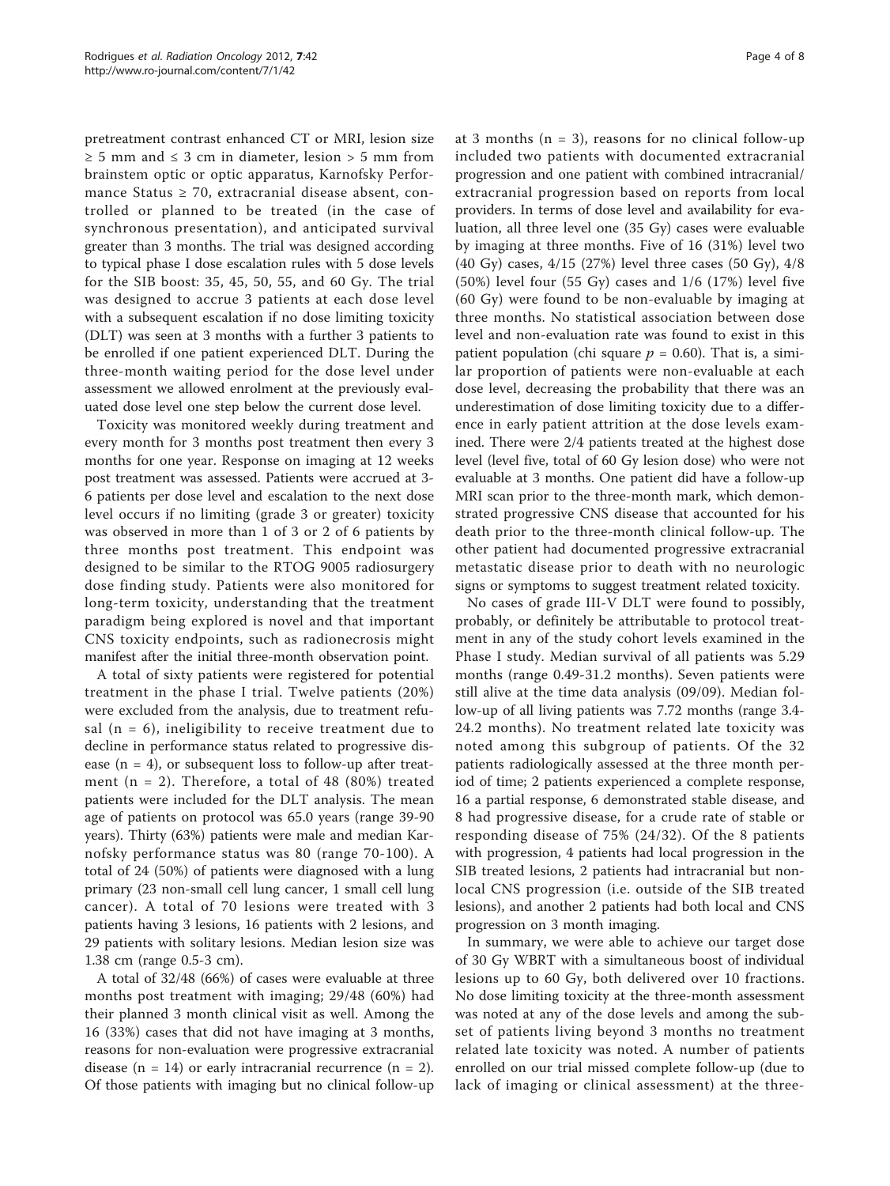pretreatment contrast enhanced CT or MRI, lesion size ≥ 5 mm and ≤ 3 cm in diameter, lesion > 5 mm from brainstem optic or optic apparatus, Karnofsky Performance Status ≥ 70, extracranial disease absent, controlled or planned to be treated (in the case of synchronous presentation), and anticipated survival greater than 3 months. The trial was designed according to typical phase I dose escalation rules with 5 dose levels for the SIB boost: 35, 45, 50, 55, and 60 Gy. The trial was designed to accrue 3 patients at each dose level with a subsequent escalation if no dose limiting toxicity (DLT) was seen at 3 months with a further 3 patients to be enrolled if one patient experienced DLT. During the three-month waiting period for the dose level under assessment we allowed enrolment at the previously evaluated dose level one step below the current dose level.

Toxicity was monitored weekly during treatment and every month for 3 months post treatment then every 3 months for one year. Response on imaging at 12 weeks post treatment was assessed. Patients were accrued at 3-6 patients per dose level and escalation to the next dose level occurs if no limiting (grade 3 or greater) toxicity was observed in more than 1 of 3 or 2 of 6 patients by three months post treatment. This endpoint was designed to be similar to the RTOG 9005 radiosurgery dose finding study. Patients were also monitored for long-term toxicity, understanding that the treatment paradigm being explored is novel and that important CNS toxicity endpoints, such as radionecrosis might manifest after the initial three-month observation point.

A total of sixty patients were registered for potential treatment in the phase I trial. Twelve patients (20%) were excluded from the analysis, due to treatment refusal (n = 6), ineligibility to receive treatment due to decline in performance status related to progressive disease (n = 4), or subsequent loss to follow-up after treatment (n = 2). Therefore, a total of 48 (80%) treated patients were included for the DLT analysis. The mean age of patients on protocol was 65.0 years (range 39-90 years). Thirty (63%) patients were male and median Karnofsky performance status was 80 (range 70-100). A total of 24 (50%) of patients were diagnosed with a lung primary (23 non-small cell lung cancer, 1 small cell lung cancer). A total of 70 lesions were treated with 3 patients having 3 lesions, 16 patients with 2 lesions, and 29 patients with solitary lesions. Median lesion size was 1.38 cm (range 0.5-3 cm).

A total of 32/48 (66%) of cases were evaluable at three months post treatment with imaging; 29/48 (60%) had their planned 3 month clinical visit as well. Among the 16 (33%) cases that did not have imaging at 3 months, reasons for non-evaluation were progressive extracranial disease (n = 14) or early intracranial recurrence (n = 2). Of those patients with imaging but no clinical follow-up at 3 months (n = 3), reasons for no clinical follow-up included two patients with documented extracranial progression and one patient with combined intracranial/extracranial progression based on reports from local providers. In terms of dose level and availability for evaluation, all three level one (35 Gy) cases were evaluable by imaging at three months. Five of 16 (31%) level two (40 Gy) cases, 4/15 (27%) level three cases (50 Gy), 4/8 (50%) level four (55 Gy) cases and 1/6 (17%) level five (60 Gy) were found to be non-evaluable by imaging at three months. No statistical association between dose level and non-evaluation rate was found to exist in this patient population (chi square $p = 0.60$). That is, a similar proportion of patients were non-evaluable at each dose level, decreasing the probability that there was an underestimation of dose limiting toxicity due to a difference in early patient attrition at the dose levels examined. There were 2/4 patients treated at the highest dose level (level five, total of 60 Gy lesion dose) who were not evaluable at 3 months. One patient did have a follow-up MRI scan prior to the three-month mark, which demonstrated progressive CNS disease that accounted for his death prior to the three-month clinical follow-up. The other patient had documented progressive extracranial metastatic disease prior to death with no neurologic signs or symptoms to suggest treatment related toxicity.

No cases of grade III-V DLT were found to possibly, probably, or definitely be attributable to protocol treatment in any of the study cohort levels examined in the Phase I study. Median survival of all patients was 5.29 months (range 0.49-31.2 months). Seven patients were still alive at the time data analysis (09/09). Median follow-up of all living patients was 7.72 months (range 3.4-24.2 months). No treatment related late toxicity was noted among this subgroup of patients. Of the 32 patients radiologically assessed at the three month period of time; 2 patients experienced a complete response, 16 a partial response, 6 demonstrated stable disease, and 8 had progressive disease, for a crude rate of stable or responding disease of 75% (24/32). Of the 8 patients with progression, 4 patients had local progression in the SIB treated lesions, 2 patients had intracranial but non-local CNS progression (i.e. outside of the SIB treated lesions), and another 2 patients had both local and CNS progression on 3 month imaging.

In summary, we were able to achieve our target dose of 30 Gy WBRT with a simultaneous boost of individual lesions up to 60 Gy, both delivered over 10 fractions. No dose limiting toxicity at the three-month assessment was noted at any of the dose levels and among the subset of patients living beyond 3 months no treatment related late toxicity was noted. A number of patients enrolled on our trial missed complete follow-up (due to lack of imaging or clinical assessment) at the three-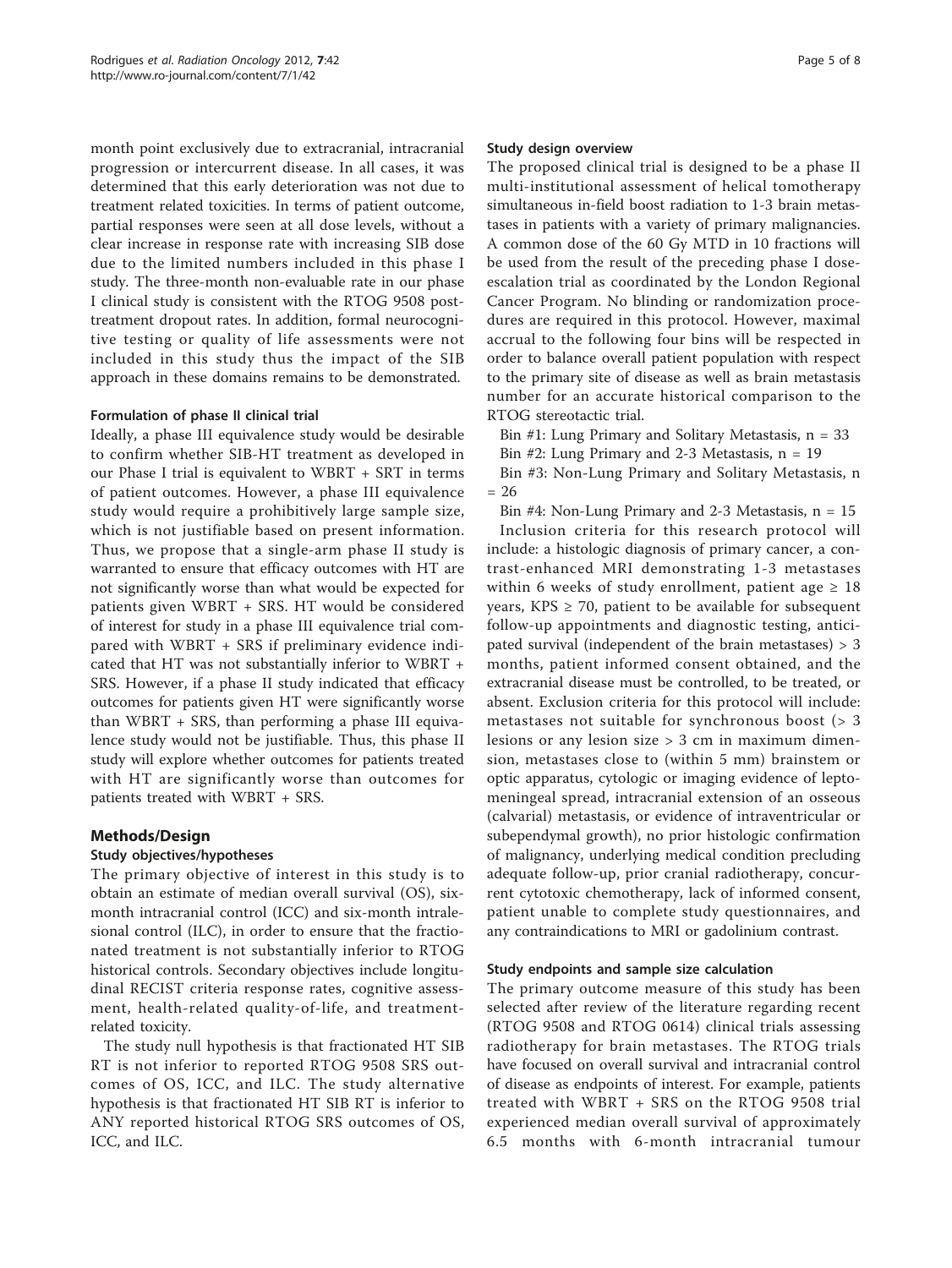month point exclusively due to extracranial, intracranial progression or intercurrent disease. In all cases, it was determined that this early deterioration was not due to treatment related toxicities. In terms of patient outcome, partial responses were seen at all dose levels, without a clear increase in response rate with increasing SIB dose due to the limited numbers included in this phase I study. The three-month non-evaluable rate in our phase I clinical study is consistent with the RTOG 9508 post-treatment dropout rates. In addition, formal neurocognitive testing or quality of life assessments were not included in this study thus the impact of the SIB approach in these domains remains to be demonstrated.

#### Formulation of phase II clinical trial

Ideally, a phase III equivalence study would be desirable to confirm whether SIB-HT treatment as developed in our Phase I trial is equivalent to WBRT + SRT in terms of patient outcomes. However, a phase III equivalence study would require a prohibitively large sample size, which is not justifiable based on present information. Thus, we propose that a single-arm phase II study is warranted to ensure that efficacy outcomes with HT are not significantly worse than what would be expected for patients given WBRT + SRS. HT would be considered of interest for study in a phase III equivalence trial compared with WBRT + SRS if preliminary evidence indicated that HT was not substantially inferior to WBRT + SRS. However, if a phase II study indicated that efficacy outcomes for patients given HT were significantly worse than WBRT + SRS, than performing a phase III equivalence study would not be justifiable. Thus, this phase II study will explore whether outcomes for patients treated with HT are significantly worse than outcomes for patients treated with WBRT + SRS.

## Methods/Design

#### Study objectives/hypotheses

The primary objective of interest in this study is to obtain an estimate of median overall survival (OS), six-month intracranial control (ICC) and six-month intralesional control (ILC), in order to ensure that the fractionated treatment is not substantially inferior to RTOG historical controls. Secondary objectives include longitudinal RECIST criteria response rates, cognitive assessment, health-related quality-of-life, and treatment-related toxicity.

The study null hypothesis is that fractionated HT SIB RT is not inferior to reported RTOG 9508 SRS outcomes of OS, ICC, and ILC. The study alternative hypothesis is that fractionated HT SIB RT is inferior to ANY reported historical RTOG SRS outcomes of OS, ICC, and ILC.

#### Study design overview

The proposed clinical trial is designed to be a phase II multi-institutional assessment of helical tomotherapy simultaneous in-field boost radiation to 1-3 brain metastases in patients with a variety of primary malignancies. A common dose of the 60 Gy MTD in 10 fractions will be used from the result of the preceding phase I dose-escalation trial as coordinated by the London Regional Cancer Program. No blinding or randomization procedures are required in this protocol. However, maximal accrual to the following four bins will be respected in order to balance overall patient population with respect to the primary site of disease as well as brain metastasis number for an accurate historical comparison to the RTOG stereotactic trial.

Bin #1: Lung Primary and Solitary Metastasis, n = 33

Bin #2: Lung Primary and 2-3 Metastasis, n = 19

Bin #3: Non-Lung Primary and Solitary Metastasis, n = 26

Bin #4: Non-Lung Primary and 2-3 Metastasis, n = 15

Inclusion criteria for this research protocol will include: a histologic diagnosis of primary cancer, a contrast-enhanced MRI demonstrating 1-3 metastases within 6 weeks of study enrollment, patient age ≥ 18 years, KPS ≥ 70, patient to be available for subsequent follow-up appointments and diagnostic testing, anticipated survival (independent of the brain metastases) > 3 months, patient informed consent obtained, and the extracranial disease must be controlled, to be treated, or absent. Exclusion criteria for this protocol will include: metastases not suitable for synchronous boost (> 3 lesions or any lesion size > 3 cm in maximum dimension, metastases close to (within 5 mm) brainstem or optic apparatus, cytologic or imaging evidence of leptomeningeal spread, intracranial extension of an osseous (calvarial) metastasis, or evidence of intraventricular or subependymal growth), no prior histologic confirmation of malignancy, underlying medical condition precluding adequate follow-up, prior cranial radiotherapy, concurrent cytotoxic chemotherapy, lack of informed consent, patient unable to complete study questionnaires, and any contraindications to MRI or gadolinium contrast.

#### Study endpoints and sample size calculation

The primary outcome measure of this study has been selected after review of the literature regarding recent (RTOG 9508 and RTOG 0614) clinical trials assessing radiotherapy for brain metastases. The RTOG trials have focused on overall survival and intracranial control of disease as endpoints of interest. For example, patients treated with WBRT + SRS on the RTOG 9508 trial experienced median overall survival of approximately 6.5 months with 6-month intracranial tumour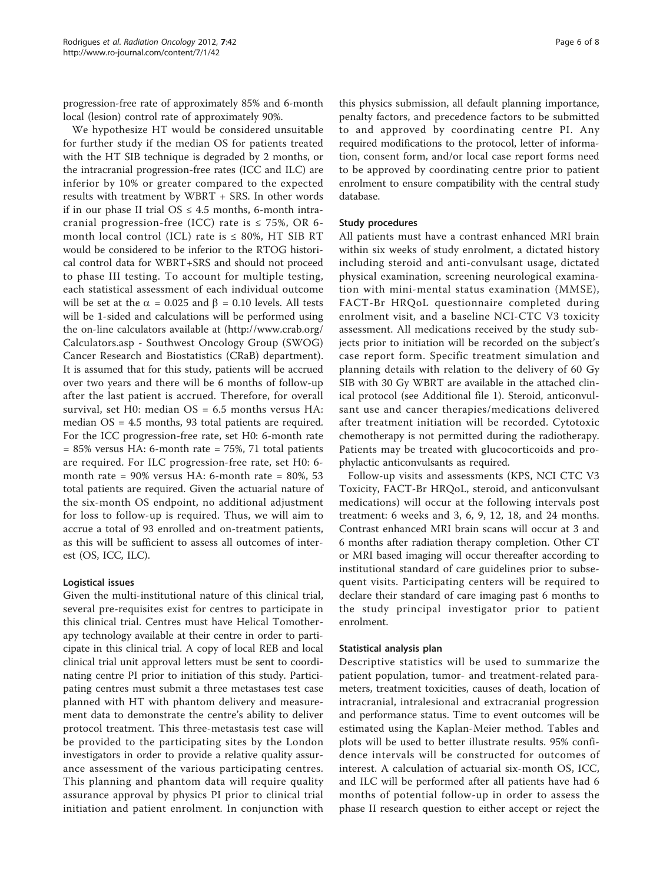progression-free rate of approximately 85% and 6-month local (lesion) control rate of approximately 90%.

We hypothesize HT would be considered unsuitable for further study if the median OS for patients treated with the HT SIB technique is degraded by 2 months, or the intracranial progression-free rates (ICC and ILC) are inferior by 10% or greater compared to the expected results with treatment by WBRT + SRS. In other words if in our phase II trial OS ≤ 4.5 months, 6-month intracranial progression-free (ICC) rate is ≤ 75%, OR 6-month local control (ICL) rate is ≤ 80%, HT SIB RT would be considered to be inferior to the RTOG historical control data for WBRT+SRS and should not proceed to phase III testing. To account for multiple testing, each statistical assessment of each individual outcome will be set at the $\alpha = 0.025$ and $\beta = 0.10$ levels. All tests will be 1-sided and calculations will be performed using the on-line calculators available at (http://www.crab.org/Calculators.asp - Southwest Oncology Group (SWOG) Cancer Research and Biostatistics (CRaB) department). It is assumed that for this study, patients will be accrued over two years and there will be 6 months of follow-up after the last patient is accrued. Therefore, for overall survival, set H0: median OS = 6.5 months versus HA: median OS = 4.5 months, 93 total patients are required. For the ICC progression-free rate, set H0: 6-month rate = 85% versus HA: 6-month rate = 75%, 71 total patients are required. For ILC progression-free rate, set H0: 6-month rate = 90% versus HA: 6-month rate = 80%, 53 total patients are required. Given the actuarial nature of the six-month OS endpoint, no additional adjustment for loss to follow-up is required. Thus, we will aim to accrue a total of 93 enrolled and on-treatment patients, as this will be sufficient to assess all outcomes of interest (OS, ICC, ILC).

### Logistical issues

Given the multi-institutional nature of this clinical trial, several pre-requisites exist for centres to participate in this clinical trial. Centres must have Helical Tomotherapy technology available at their centre in order to participate in this clinical trial. A copy of local REB and local clinical trial unit approval letters must be sent to coordinating centre PI prior to initiation of this study. Participating centres must submit a three metastases test case planned with HT with phantom delivery and measurement data to demonstrate the centre's ability to deliver protocol treatment. This three-metastasis test case will be provided to the participating sites by the London investigators in order to provide a relative quality assurance assessment of the various participating centres. This planning and phantom data will require quality assurance approval by physics PI prior to clinical trial initiation and patient enrolment. In conjunction with this physics submission, all default planning importance, penalty factors, and precedence factors to be submitted to and approved by coordinating centre PI. Any required modifications to the protocol, letter of information, consent form, and/or local case report forms need to be approved by coordinating centre prior to patient enrolment to ensure compatibility with the central study database.

### Study procedures

All patients must have a contrast enhanced MRI brain within six weeks of study enrolment, a dictated history including steroid and anti-convulsant usage, dictated physical examination, screening neurological examination with mini-mental status examination (MMSE), FACT-Br HRQoL questionnaire completed during enrolment visit, and a baseline NCI-CTC V3 toxicity assessment. All medications received by the study subjects prior to initiation will be recorded on the subject's case report form. Specific treatment simulation and planning details with relation to the delivery of 60 Gy SIB with 30 Gy WBRT are available in the attached clinical protocol (see Additional file 1). Steroid, anticonvulsant use and cancer therapies/medications delivered after treatment initiation will be recorded. Cytotoxic chemotherapy is not permitted during the radiotherapy. Patients may be treated with glucocorticoids and prophylactic anticonvulsants as required.

Follow-up visits and assessments (KPS, NCI CTC V3 Toxicity, FACT-Br HRQoL, steroid, and anticonvulsant medications) will occur at the following intervals post treatment: 6 weeks and 3, 6, 9, 12, 18, and 24 months. Contrast enhanced MRI brain scans will occur at 3 and 6 months after radiation therapy completion. Other CT or MRI based imaging will occur thereafter according to institutional standard of care guidelines prior to subsequent visits. Participating centers will be required to declare their standard of care imaging past 6 months to the study principal investigator prior to patient enrolment.

### Statistical analysis plan

Descriptive statistics will be used to summarize the patient population, tumor- and treatment-related parameters, treatment toxicities, causes of death, location of intracranial, intralesional and extracranial progression and performance status. Time to event outcomes will be estimated using the Kaplan-Meier method. Tables and plots will be used to better illustrate results. 95% confidence intervals will be constructed for outcomes of interest. A calculation of actuarial six-month OS, ICC, and ILC will be performed after all patients have had 6 months of potential follow-up in order to assess the phase II research question to either accept or reject the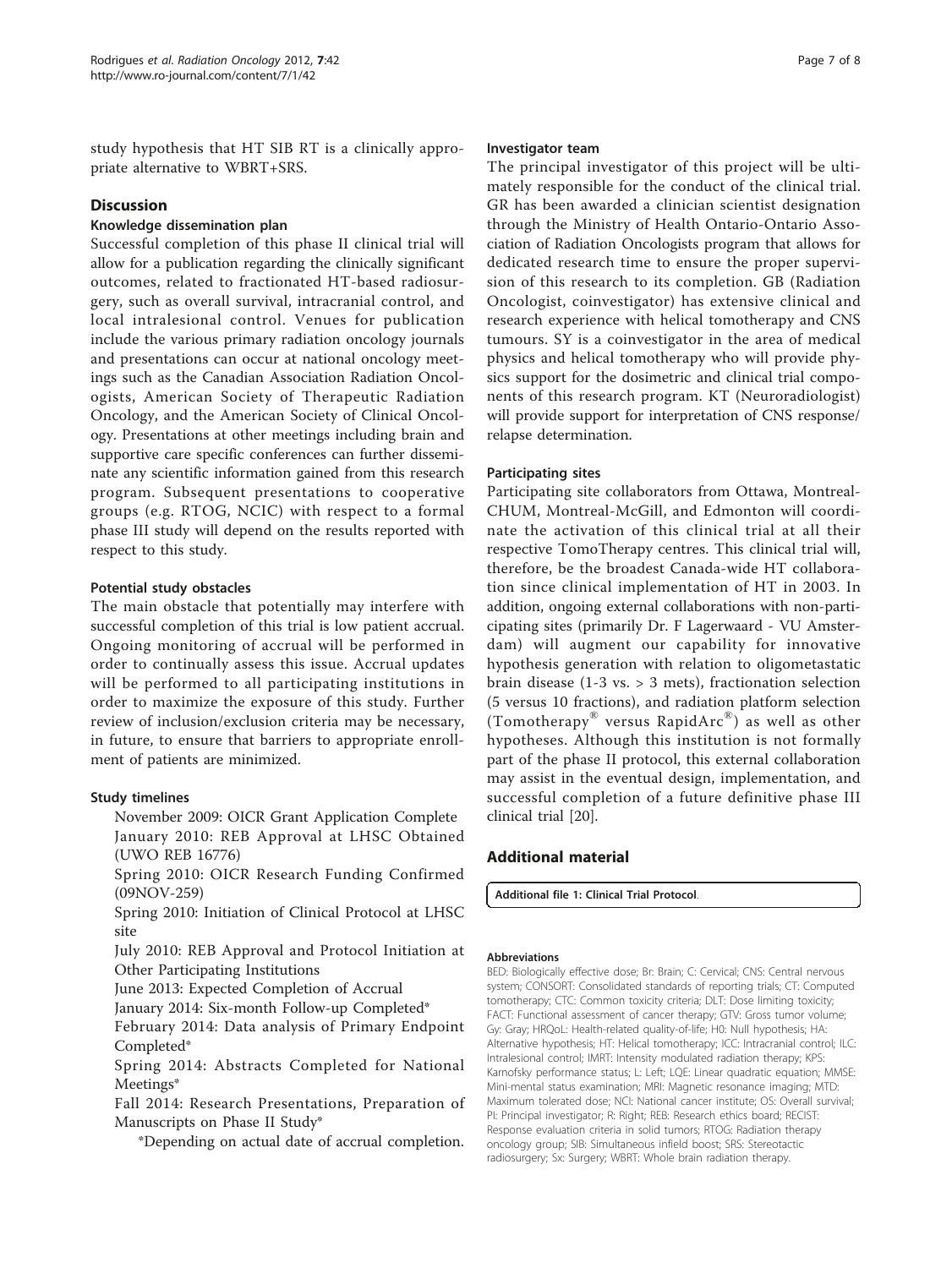study hypothesis that HT SIB RT is a clinically appropriate alternative to WBRT+SRS.

## Discussion

### Knowledge dissemination plan

Successful completion of this phase II clinical trial will allow for a publication regarding the clinically significant outcomes, related to fractionated HT-based radiosurgery, such as overall survival, intracranial control, and local intralesional control. Venues for publication include the various primary radiation oncology journals and presentations can occur at national oncology meetings such as the Canadian Association Radiation Oncologists, American Society of Therapeutic Radiation Oncology, and the American Society of Clinical Oncology. Presentations at other meetings including brain and supportive care specific conferences can further disseminate any scientific information gained from this research program. Subsequent presentations to cooperative groups (e.g. RTOG, NCIC) with respect to a formal phase III study will depend on the results reported with respect to this study.

### Potential study obstacles

The main obstacle that potentially may interfere with successful completion of this trial is low patient accrual. Ongoing monitoring of accrual will be performed in order to continually assess this issue. Accrual updates will be performed to all participating institutions in order to maximize the exposure of this study. Further review of inclusion/exclusion criteria may be necessary, in future, to ensure that barriers to appropriate enrollment of patients are minimized.

### Study timelines

November 2009: OICR Grant Application Complete
January 2010: REB Approval at LHSC Obtained (UWO REB 16776)
Spring 2010: OICR Research Funding Confirmed (09NOV-259)
Spring 2010: Initiation of Clinical Protocol at LHSC site
July 2010: REB Approval and Protocol Initiation at Other Participating Institutions
June 2013: Expected Completion of Accrual
January 2014: Six-month Follow-up Completed*
February 2014: Data analysis of Primary Endpoint Completed*
Spring 2014: Abstracts Completed for National Meetings*
Fall 2014: Research Presentations, Preparation of Manuscripts on Phase II Study*

*Depending on actual date of accrual completion.

### Investigator team

The principal investigator of this project will be ultimately responsible for the conduct of the clinical trial. GR has been awarded a clinician scientist designation through the Ministry of Health Ontario-Ontario Association of Radiation Oncologists program that allows for dedicated research time to ensure the proper supervision of this research to its completion. GB (Radiation Oncologist, coinvestigator) has extensive clinical and research experience with helical tomotherapy and CNS tumours. SY is a coinvestigator in the area of medical physics and helical tomotherapy who will provide physics support for the dosimetric and clinical trial components of this research program. KT (Neuroradiologist) will provide support for interpretation of CNS response/relapse determination.

### Participating sites

Participating site collaborators from Ottawa, Montreal-CHUM, Montreal-McGill, and Edmonton will coordinate the activation of this clinical trial at all their respective TomoTherapy centres. This clinical trial will, therefore, be the broadest Canada-wide HT collaboration since clinical implementation of HT in 2003. In addition, ongoing external collaborations with non-participating sites (primarily Dr. F Lagerwaard - VU Amsterdam) will augment our capability for innovative hypothesis generation with relation to oligometastatic brain disease (1-3 vs. > 3 mets), fractionation selection (5 versus 10 fractions), and radiation platform selection (Tomotherapy® versus RapidArc®) as well as other hypotheses. Although this institution is not formally part of the phase II protocol, this external collaboration may assist in the eventual design, implementation, and successful completion of a future definitive phase III clinical trial [20].

## Additional material

**Additional file 1: Clinical Trial Protocol.**

#### Abbreviations

BED: Biologically effective dose; Br: Brain; C: Cervical; CNS: Central nervous system; CONSORT: Consolidated standards of reporting trials; CT: Computed tomotherapy; CTC: Common toxicity criteria; DLT: Dose limiting toxicity; FACT: Functional assessment of cancer therapy; GTV: Gross tumor volume; Gy: Gray; HRQoL: Health-related quality-of-life; H0: Null hypothesis; HA: Alternative hypothesis; HT: Helical tomotherapy; ICC: Intracranial control; ILC: Intralesional control; IMRT: Intensity modulated radiation therapy; KPS: Karnofsky performance status; L: Left; LQE: Linear quadratic equation; MMSE: Mini-mental status examination; MRI: Magnetic resonance imaging; MTD: Maximum tolerated dose; NCI: National cancer institute; OS: Overall survival; PI: Principal investigator; R: Right; REB: Research ethics board; RECIST: Response evaluation criteria in solid tumors; RTOG: Radiation therapy oncology group; SIB: Simultaneous infield boost; SRS: Stereotactic radiosurgery; Sx: Surgery; WBRT: Whole brain radiation therapy.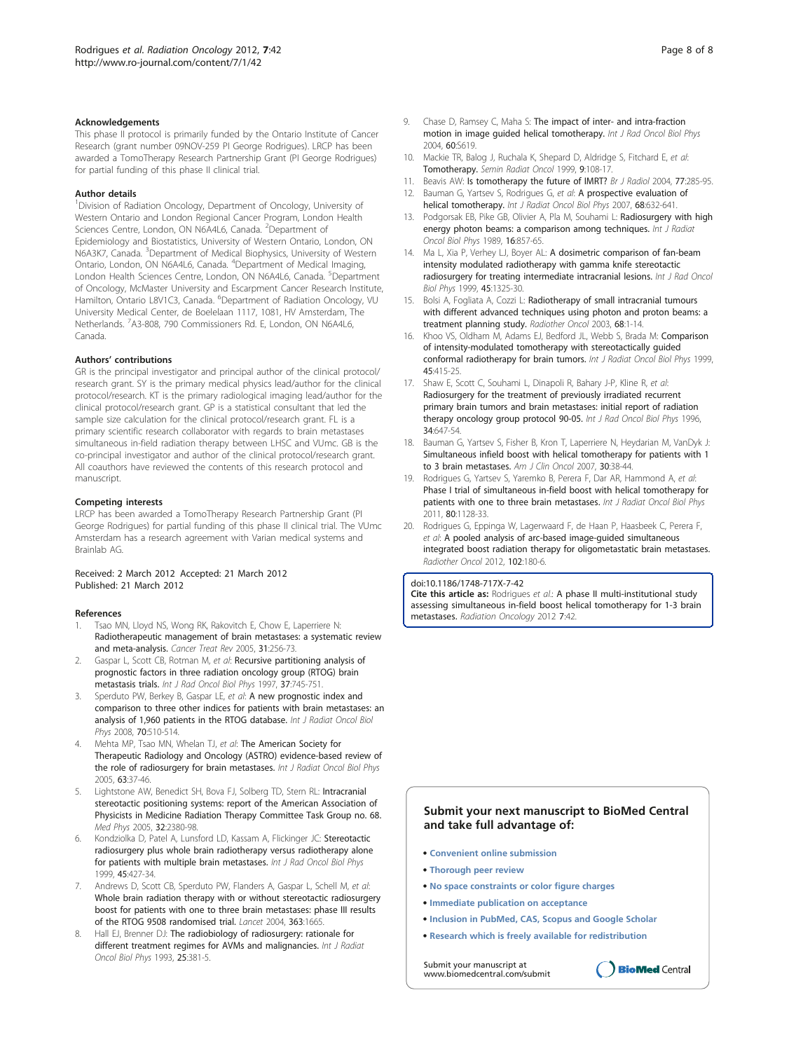### Acknowledgements

This phase II protocol is primarily funded by the Ontario Institute of Cancer Research (grant number 09NOV-259 PI George Rodrigues). LRCP has been awarded a TomoTherapy Research Partnership Grant (PI George Rodrigues) for partial funding of this phase II clinical trial.

### Author details

[1]Division of Radiation Oncology, Department of Oncology, University of Western Ontario and London Regional Cancer Program, London Health Sciences Centre, London, ON N6A4L6, Canada. [2]Department of Epidemiology and Biostatistics, University of Western Ontario, London, ON N6A3K7, Canada. [3]Department of Medical Biophysics, University of Western Ontario, London, ON N6A4L6, Canada. [4]Department of Medical Imaging, London Health Sciences Centre, London, ON N6A4L6, Canada. [5]Department of Oncology, McMaster University and Escarpment Cancer Research Institute, Hamilton, Ontario L8V1C3, Canada. [6]Department of Radiation Oncology, VU University Medical Center, de Boelelaan 1117, 1081, HV Amsterdam, The Netherlands. [7]A3-808, 790 Commissioners Rd. E, London, ON N6A4L6, Canada.

### Authors' contributions

GR is the principal investigator and principal author of the clinical protocol/ research grant. SY is the primary medical physics lead/author for the clinical protocol/research. KT is the primary radiological imaging lead/author for the clinical protocol/research grant. GP is a statistical consultant that led the sample size calculation for the clinical protocol/research grant. FL is a primary scientific research collaborator with regards to brain metastases simultaneous in-field radiation therapy between LHSC and VUmc. GB is the co-principal investigator and author of the clinical protocol/research grant. All coauthors have reviewed the contents of this research protocol and manuscript.

### Competing interests

LRCP has been awarded a TomoTherapy Research Partnership Grant (PI George Rodrigues) for partial funding of this phase II clinical trial. The VUmc Amsterdam has a research agreement with Varian medical systems and Brainlab AG.

Received: 2 March 2012 Accepted: 21 March 2012
Published: 21 March 2012

### References

1. Tsao MN, Lloyd NS, Wong RK, Rakovitch E, Chow E, Laperriere N: **Radiotherapeutic management of brain metastases: a systematic review and meta-analysis.** *Cancer Treat Rev* 2005, **31**:256-73.
2. Gaspar L, Scott CB, Rotman M, *et al*: **Recursive partitioning analysis of prognostic factors in three radiation oncology group (RTOG) brain metastasis trials.** *Int J Rad Oncol Biol Phys* 1997, **37**:745-751.
3. Sperduto PW, Berkey B, Gaspar LE, *et al*: **A new prognostic index and comparison to three other indices for patients with brain metastases: an analysis of 1,960 patients in the RTOG database.** *Int J Radiat Oncol Biol Phys* 2008, **70**:510-514.
4. Mehta MP, Tsao MN, Whelan TJ, *et al*: **The American Society for Therapeutic Radiology and Oncology (ASTRO) evidence-based review of the role of radiosurgery for brain metastases.** *Int J Radiat Oncol Biol Phys* 2005, **63**:37-46.
5. Lightstone AW, Benedict SH, Bova FJ, Solberg TD, Stern RL: **Intracranial stereotactic positioning systems: report of the American Association of Physicists in Medicine Radiation Therapy Committee Task Group no. 68.** *Med Phys* 2005, **32**:2380-98.
6. Kondziolka D, Patel A, Lunsford LD, Kassam A, Flickinger JC: **Stereotactic radiosurgery plus whole brain radiotherapy versus radiotherapy alone for patients with multiple brain metastases.** *Int J Rad Oncol Biol Phys* 1999, **45**:427-34.
7. Andrews D, Scott CB, Sperduto PW, Flanders A, Gaspar L, Schell M, *et al*: **Whole brain radiation therapy with or without stereotactic radiosurgery boost for patients with one to three brain metastases: phase III results of the RTOG 9508 randomised trial.** *Lancet* 2004, **363**:1665.
8. Hall EJ, Brenner DJ: **The radiobiology of radiosurgery: rationale for different treatment regimes for AVMs and malignancies.** *Int J Radiat Oncol Biol Phys* 1993, **25**:381-5.
9. Chase D, Ramsey C, Maha S: **The impact of inter- and intra-fraction motion in image guided helical tomotherapy.** *Int J Rad Oncol Biol Phys* 2004, **60**:S619.
10. Mackie TR, Balog J, Ruchala K, Shepard D, Aldridge S, Fitchard E, *et al*: **Tomotherapy.** *Semin Radiat Oncol* 1999, **9**:108-17.
11. Beavis AW: **Is tomotherapy the future of IMRT?** *Br J Radiol* 2004, **77**:285-95.
12. Bauman G, Yartsev S, Rodrigues G, *et al*: **A prospective evaluation of helical tomotherapy.** *Int J Radiat Oncol Biol Phys* 2007, **68**:632-641.
13. Podgorsak EB, Pike GB, Olivier A, Pla M, Souhami L: **Radiosurgery with high energy photon beams: a comparison among techniques.** *Int J Radiat Oncol Biol Phys* 1989, **16**:857-65.
14. Ma L, Xia P, Verhey LJ, Boyer AL: **A dosimetric comparison of fan-beam intensity modulated radiotherapy with gamma knife stereotactic radiosurgery for treating intermediate intracranial lesions.** *Int J Rad Oncol Biol Phys* 1999, **45**:1325-30.
15. Bolsi A, Fogliata A, Cozzi L: **Radiotherapy of small intracranial tumours with different advanced techniques using photon and proton beams: a treatment planning study.** *Radiother Oncol* 2003, **68**:1-14.
16. Khoo VS, Oldham M, Adams EJ, Bedford JL, Webb S, Brada M: **Comparison of intensity-modulated tomotherapy with stereotactically guided conformal radiotherapy for brain tumors.** *Int J Radiat Oncol Biol Phys* 1999, **45**:415-25.
17. Shaw E, Scott C, Souhami L, Dinapoli R, Bahary J-P, Kline R, *et al*: **Radiosurgery for the treatment of previously irradiated recurrent primary brain tumors and brain metastases: initial report of radiation therapy oncology group protocol 90-05.** *Int J Rad Oncol Biol Phys* 1996, **34**:647-54.
18. Bauman G, Yartsev S, Fisher B, Kron T, Laperriere N, Heydarian M, VanDyk J: **Simultaneous infield boost with helical tomotherapy for patients with 1 to 3 brain metastases.** *Am J Clin Oncol* 2007, **30**:38-44.
19. Rodrigues G, Yartsev S, Yaremko B, Perera F, Dar AR, Hammond A, *et al*: **Phase I trial of simultaneous in-field boost with helical tomotherapy for patients with one to three brain metastases.** *Int J Radiat Oncol Biol Phys* 2011, **80**:1128-33.
20. Rodrigues G, Eppinga W, Lagerwaard F, de Haan P, Haasbeek C, Perera F, *et al*: **A pooled analysis of arc-based image-guided simultaneous integrated boost radiation therapy for oligometastatic brain metastases.** *Radiother Oncol* 2012, **102**:180-6.

doi:10.1186/1748-717X-7-42
**Cite this article as:** Rodrigues *et al.*: A phase II multi-institutional study assessing simultaneous in-field boost helical tomotherapy for 1-3 brain metastases. *Radiation Oncology* 2012 **7**:42.

**Submit your next manuscript to BioMed Central and take full advantage of:**

- Convenient online submission
- Thorough peer review
- No space constraints or color figure charges
- Immediate publication on acceptance
- Inclusion in PubMed, CAS, Scopus and Google Scholar
- Research which is freely available for redistribution

Submit your manuscript at www.biomedcentral.com/submit

BioMed Central